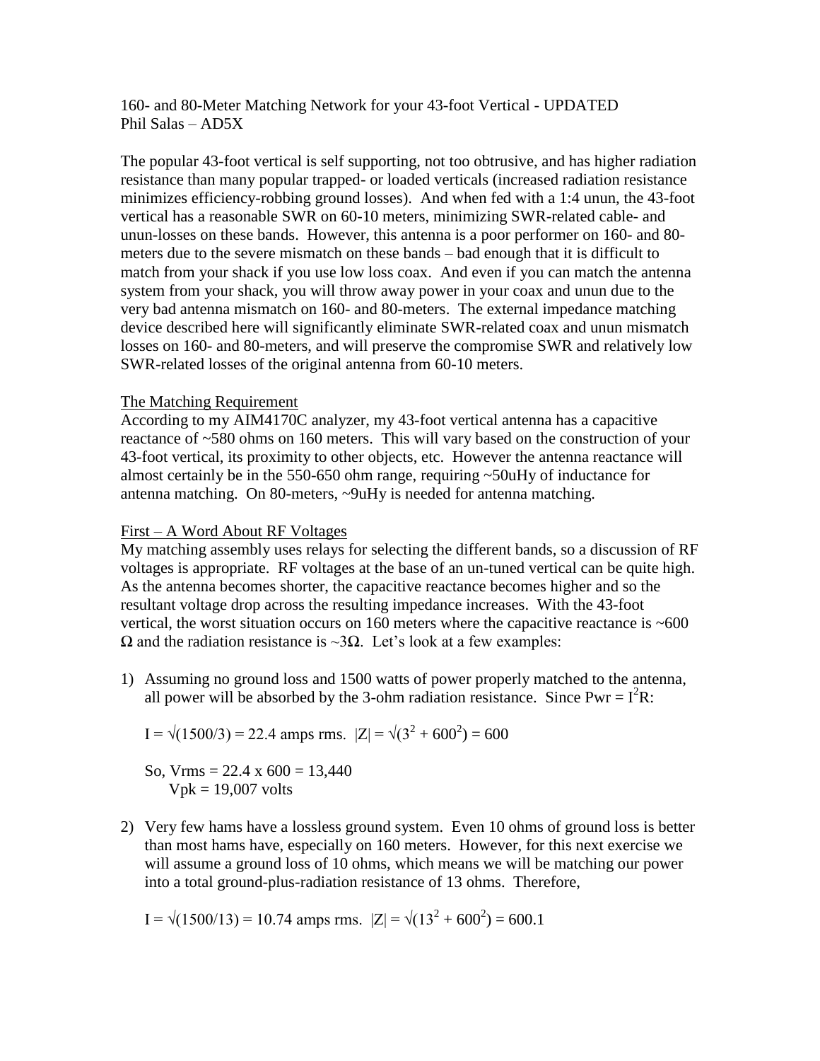160- and 80-Meter Matching Network for your 43-foot Vertical - UPDATED
Phil Salas – AD5X

The popular 43-foot vertical is self supporting, not too obtrusive, and has higher radiation resistance than many popular trapped- or loaded verticals (increased radiation resistance minimizes efficiency-robbing ground losses). And when fed with a 1:4 unun, the 43-foot vertical has a reasonable SWR on 60-10 meters, minimizing SWR-related cable- and unun-losses on these bands. However, this antenna is a poor performer on 160- and 80-meters due to the severe mismatch on these bands – bad enough that it is difficult to match from your shack if you use low loss coax. And even if you can match the antenna system from your shack, you will throw away power in your coax and unun due to the very bad antenna mismatch on 160- and 80-meters. The external impedance matching device described here will significantly eliminate SWR-related coax and unun mismatch losses on 160- and 80-meters, and will preserve the compromise SWR and relatively low SWR-related losses of the original antenna from 60-10 meters.

## The Matching Requirement

According to my AIM4170C analyzer, my 43-foot vertical antenna has a capacitive reactance of ~580 ohms on 160 meters. This will vary based on the construction of your 43-foot vertical, its proximity to other objects, etc. However the antenna reactance will almost certainly be in the 550-650 ohm range, requiring ~50uHy of inductance for antenna matching. On 80-meters, ~9uHy is needed for antenna matching.

## First – A Word About RF Voltages

My matching assembly uses relays for selecting the different bands, so a discussion of RF voltages is appropriate. RF voltages at the base of an un-tuned vertical can be quite high. As the antenna becomes shorter, the capacitive reactance becomes higher and so the resultant voltage drop across the resulting impedance increases. With the 43-foot vertical, the worst situation occurs on 160 meters where the capacitive reactance is ~600 Ω and the radiation resistance is ~3Ω. Let's look at a few examples:

1) Assuming no ground loss and 1500 watts of power properly matched to the antenna, all power will be absorbed by the 3-ohm radiation resistance. Since $Pwr = I^2R$:

   $I = \sqrt{(1500/3)} = 22.4$ amps rms. $|Z| = \sqrt{(3^2 + 600^2)} = 600$

   So, Vrms = 22.4 x 600 = 13,440
   Vpk = 19,007 volts

2) Very few hams have a lossless ground system. Even 10 ohms of ground loss is better than most hams have, especially on 160 meters. However, for this next exercise we will assume a ground loss of 10 ohms, which means we will be matching our power into a total ground-plus-radiation resistance of 13 ohms. Therefore,

   $I = \sqrt{(1500/13)} = 10.74$ amps rms. $|Z| = \sqrt{(13^2 + 600^2)} = 600.1$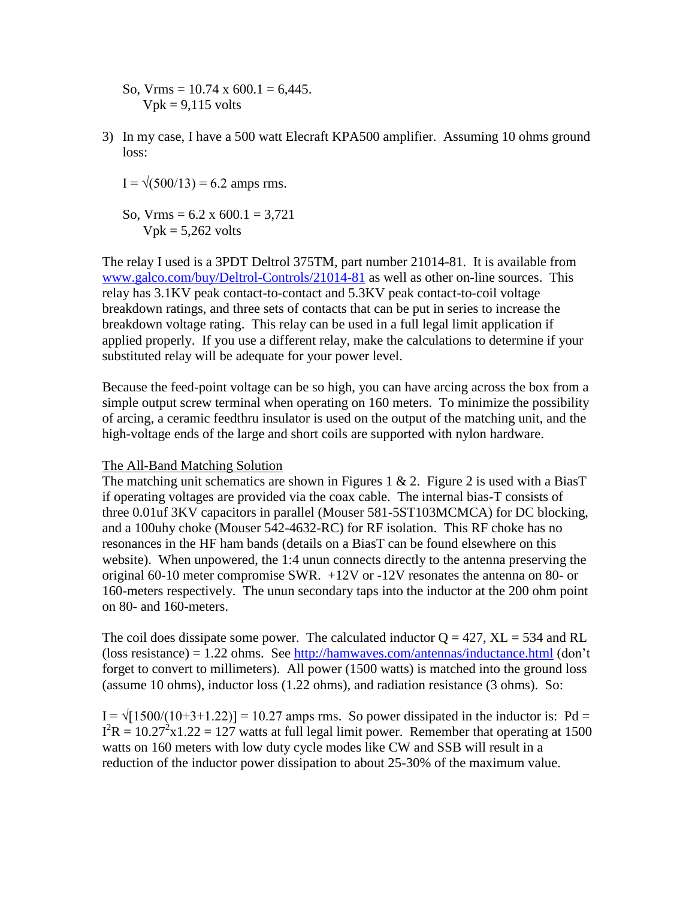So, Vrms = 10.74 x 600.1 = 6,445.
Vpk = 9,115 volts

3) In my case, I have a 500 watt Elecraft KPA500 amplifier. Assuming 10 ohms ground loss:

   $I = \sqrt{(500/13)} = 6.2$ amps rms.

   So, Vrms = 6.2 x 600.1 = 3,721
   Vpk = 5,262 volts

The relay I used is a 3PDT Deltrol 375TM, part number 21014-81. It is available from www.galco.com/buy/Deltrol-Controls/21014-81 as well as other on-line sources. This relay has 3.1KV peak contact-to-contact and 5.3KV peak contact-to-coil voltage breakdown ratings, and three sets of contacts that can be put in series to increase the breakdown voltage rating. This relay can be used in a full legal limit application if applied properly. If you use a different relay, make the calculations to determine if your substituted relay will be adequate for your power level.

Because the feed-point voltage can be so high, you can have arcing across the box from a simple output screw terminal when operating on 160 meters. To minimize the possibility of arcing, a ceramic feedthru insulator is used on the output of the matching unit, and the high-voltage ends of the large and short coils are supported with nylon hardware.

## The All-Band Matching Solution

The matching unit schematics are shown in Figures 1 & 2. Figure 2 is used with a BiasT if operating voltages are provided via the coax cable. The internal bias-T consists of three 0.01uf 3KV capacitors in parallel (Mouser 581-5ST103MCMCA) for DC blocking, and a 100uhy choke (Mouser 542-4632-RC) for RF isolation. This RF choke has no resonances in the HF ham bands (details on a BiasT can be found elsewhere on this website). When unpowered, the 1:4 unun connects directly to the antenna preserving the original 60-10 meter compromise SWR. +12V or -12V resonates the antenna on 80- or 160-meters respectively. The unun secondary taps into the inductor at the 200 ohm point on 80- and 160-meters.

The coil does dissipate some power. The calculated inductor Q = 427, $X_L$ = 534 and RL (loss resistance) = 1.22 ohms. See http://hamwaves.com/antennas/inductance.html (don't forget to convert to millimeters). All power (1500 watts) is matched into the ground loss (assume 10 ohms), inductor loss (1.22 ohms), and radiation resistance (3 ohms). So:

$I = \sqrt{[1500/(10+3+1.22)]} = 10.27$ amps rms. So power dissipated in the inductor is: $Pd = I^2R = 10.27^2 \times 1.22 = 127$ watts at full legal limit power. Remember that operating at 1500 watts on 160 meters with low duty cycle modes like CW and SSB will result in a reduction of the inductor power dissipation to about 25-30% of the maximum value.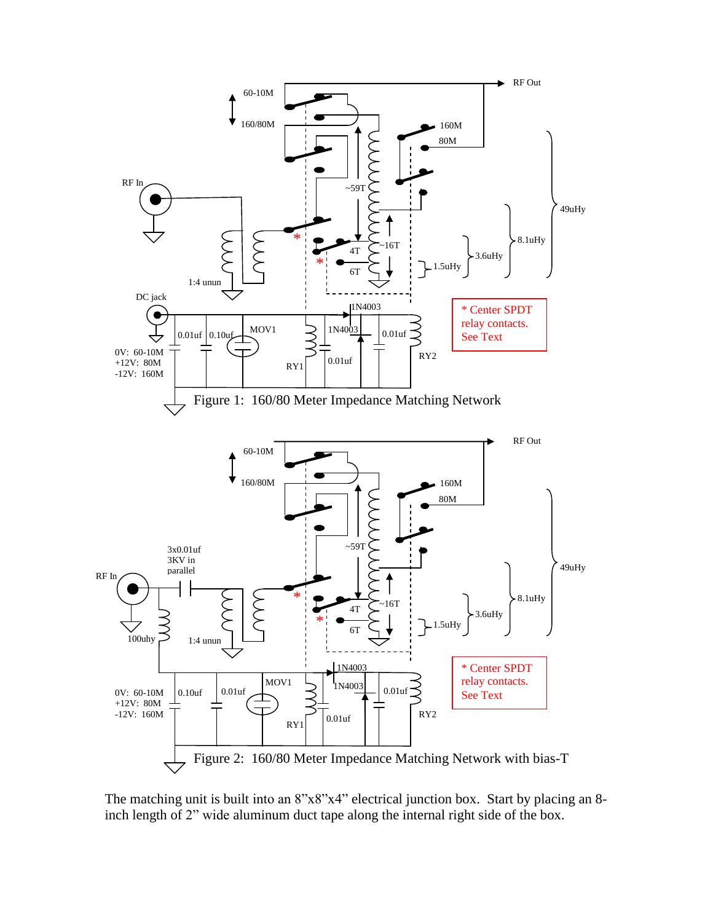Figure 1: 160/80 Meter Impedance Matching Network

Figure 2: 160/80 Meter Impedance Matching Network with bias-T

The matching unit is built into an 8”x8”x4” electrical junction box. Start by placing an 8-inch length of 2” wide aluminum duct tape along the internal right side of the box.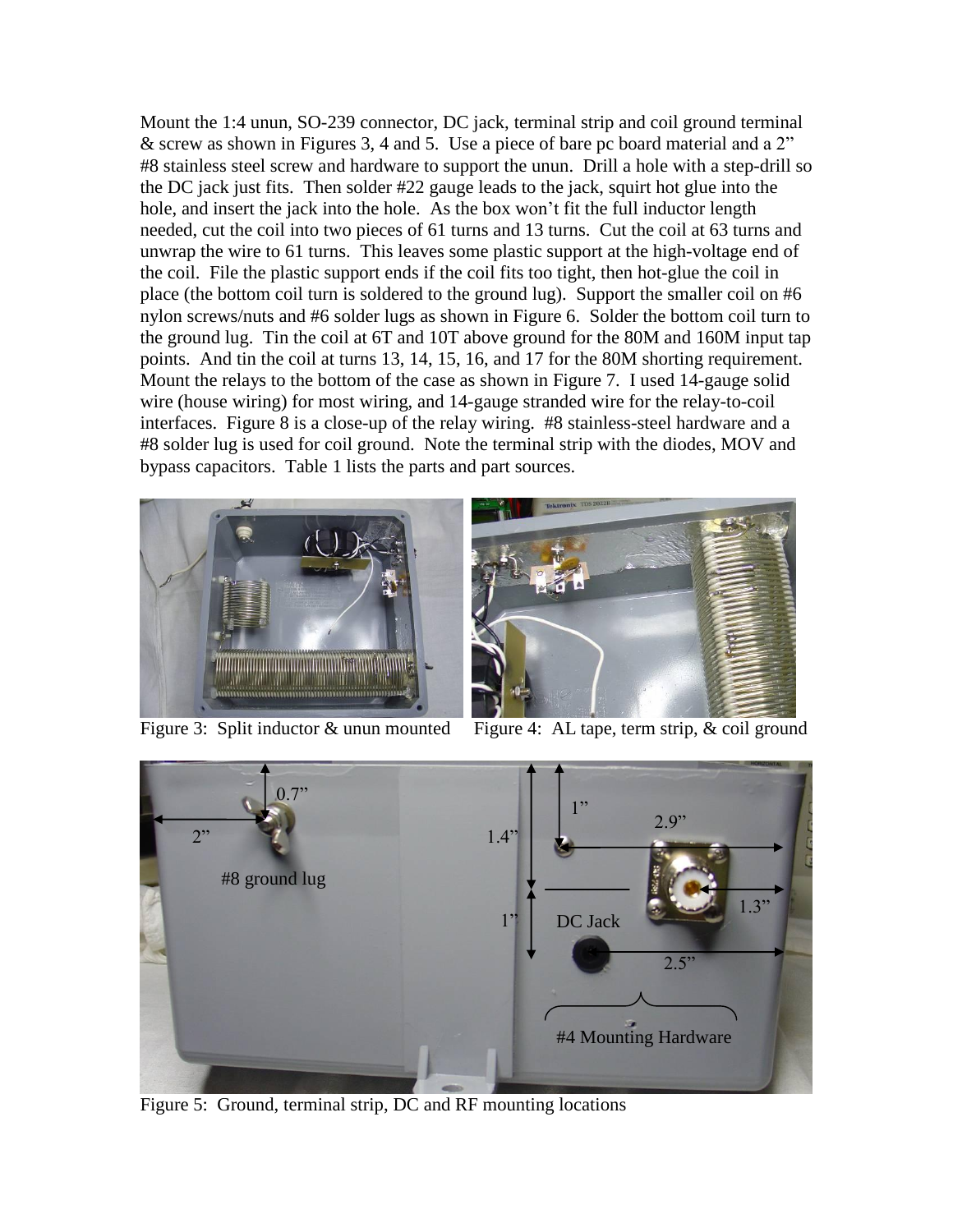Mount the 1:4 unun, SO-239 connector, DC jack, terminal strip and coil ground terminal & screw as shown in Figures 3, 4 and 5. Use a piece of bare pc board material and a 2" #8 stainless steel screw and hardware to support the unun. Drill a hole with a step-drill so the DC jack just fits. Then solder #22 gauge leads to the jack, squirt hot glue into the hole, and insert the jack into the hole. As the box won't fit the full inductor length needed, cut the coil into two pieces of 61 turns and 13 turns. Cut the coil at 63 turns and unwrap the wire to 61 turns. This leaves some plastic support at the high-voltage end of the coil. File the plastic support ends if the coil fits too tight, then hot-glue the coil in place (the bottom coil turn is soldered to the ground lug). Support the smaller coil on #6 nylon screws/nuts and #6 solder lugs as shown in Figure 6. Solder the bottom coil turn to the ground lug. Tin the coil at 6T and 10T above ground for the 80M and 160M input tap points. And tin the coil at turns 13, 14, 15, 16, and 17 for the 80M shorting requirement. Mount the relays to the bottom of the case as shown in Figure 7. I used 14-gauge solid wire (house wiring) for most wiring, and 14-gauge stranded wire for the relay-to-coil interfaces. Figure 8 is a close-up of the relay wiring. #8 stainless-steel hardware and a #8 solder lug is used for coil ground. Note the terminal strip with the diodes, MOV and bypass capacitors. Table 1 lists the parts and part sources.

Figure 3: Split inductor & unun mounted

Figure 4: AL tape, term strip, & coil ground

Figure 5: Ground, terminal strip, DC and RF mounting locations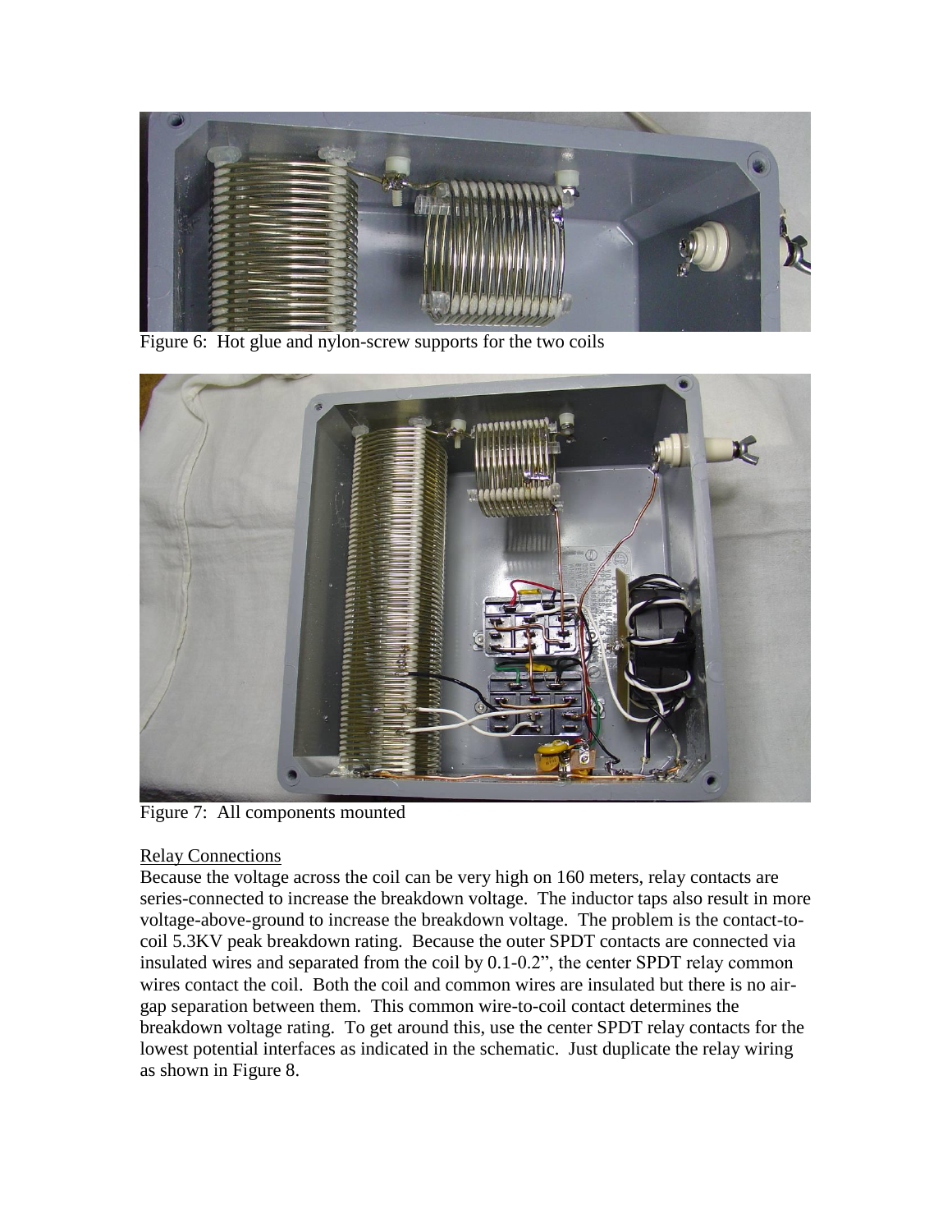Figure 6: Hot glue and nylon-screw supports for the two coils

Figure 7: All components mounted

Relay Connections

Because the voltage across the coil can be very high on 160 meters, relay contacts are series-connected to increase the breakdown voltage. The inductor taps also result in more voltage-above-ground to increase the breakdown voltage. The problem is the contact-to-coil 5.3KV peak breakdown rating. Because the outer SPDT contacts are connected via insulated wires and separated from the coil by 0.1-0.2", the center SPDT relay common wires contact the coil. Both the coil and common wires are insulated but there is no air-gap separation between them. This common wire-to-coil contact determines the breakdown voltage rating. To get around this, use the center SPDT relay contacts for the lowest potential interfaces as indicated in the schematic. Just duplicate the relay wiring as shown in Figure 8.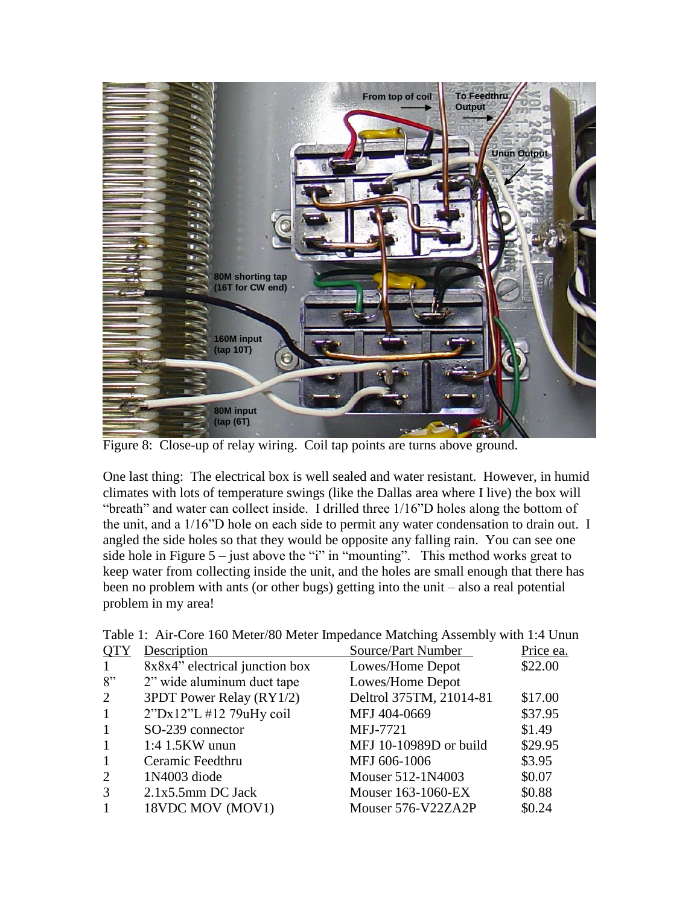Figure 8: Close-up of relay wiring. Coil tap points are turns above ground.

One last thing: The electrical box is well sealed and water resistant. However, in humid climates with lots of temperature swings (like the Dallas area where I live) the box will "breath" and water can collect inside. I drilled three 1/16"D holes along the bottom of the unit, and a 1/16"D hole on each side to permit any water condensation to drain out. I angled the side holes so that they would be opposite any falling rain. You can see one side hole in Figure 5 – just above the "i" in "mounting". This method works great to keep water from collecting inside the unit, and the holes are small enough that there has been no problem with ants (or other bugs) getting into the unit – also a real potential problem in my area!

Table 1: Air-Core 160 Meter/80 Meter Impedance Matching Assembly with 1:4 Unun

| QTY | Description | Source/Part Number | Price ea. |
|---|---|---|---|
| 1 | 8x8x4" electrical junction box | Lowes/Home Depot | $22.00 |
| 8" | 2" wide aluminum duct tape | Lowes/Home Depot | |
| 2 | 3PDT Power Relay (RY1/2) | Deltrol 375TM, 21014-81 | $17.00 |
| 1 | 2"Dx12"L #12 79uHy coil | MFJ 404-0669 | $37.95 |
| 1 | SO-239 connector | MFJ-7721 | $1.49 |
| 1 | 1:4 1.5KW unun | MFJ 10-10989D or build | $29.95 |
| 1 | Ceramic Feedthru | MFJ 606-1006 | $3.95 |
| 2 | 1N4003 diode | Mouser 512-1N4003 | $0.07 |
| 3 | 2.1x5.5mm DC Jack | Mouser 163-1060-EX | $0.88 |
| 1 | 18VDC MOV (MOV1) | Mouser 576-V22ZA2P | $0.24 |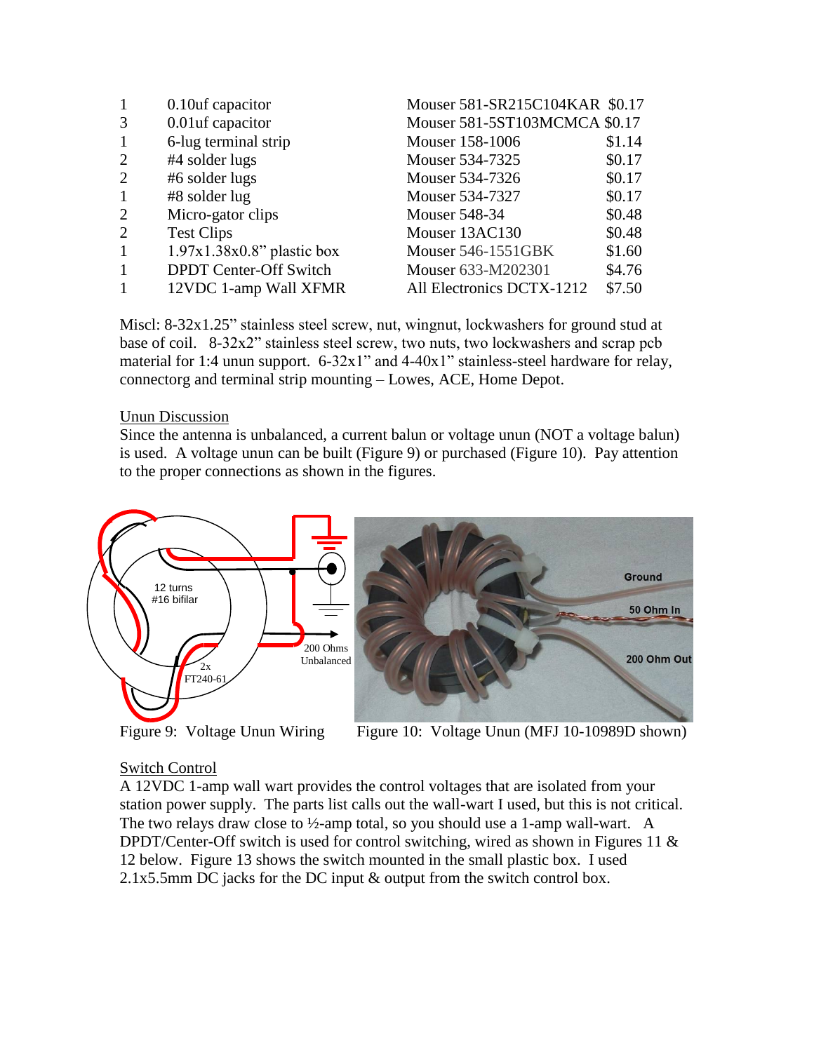| | | | |
|---|---|---|---|
| 1 | 0.10uf capacitor | Mouser 581-SR215C104KAR | $0.17 |
| 3 | 0.01uf capacitor | Mouser 581-5ST103MCMCA | $0.17 |
| 1 | 6-lug terminal strip | Mouser 158-1006 | $1.14 |
| 2 | #4 solder lugs | Mouser 534-7325 | $0.17 |
| 2 | #6 solder lugs | Mouser 534-7326 | $0.17 |
| 1 | #8 solder lug | Mouser 534-7327 | $0.17 |
| 2 | Micro-gator clips | Mouser 548-34 | $0.48 |
| 2 | Test Clips | Mouser 13AC130 | $0.48 |
| 1 | 1.97x1.38x0.8" plastic box | Mouser 546-1551GBK | $1.60 |
| 1 | DPDT Center-Off Switch | Mouser 633-M202301 | $4.76 |
| 1 | 12VDC 1-amp Wall XFMR | All Electronics DCTX-1212 | $7.50 |

Miscl: 8-32x1.25" stainless steel screw, nut, wingnut, lockwashers for ground stud at base of coil. 8-32x2" stainless steel screw, two nuts, two lockwashers and scrap pcb material for 1:4 unun support. 6-32x1" and 4-40x1" stainless-steel hardware for relay, connectorg and terminal strip mounting – Lowes, ACE, Home Depot.

Unun Discussion

Since the antenna is unbalanced, a current balun or voltage unun (NOT a voltage balun) is used. A voltage unun can be built (Figure 9) or purchased (Figure 10). Pay attention to the proper connections as shown in the figures.

Figure 9: Voltage Unun Wiring

Figure 10: Voltage Unun (MFJ 10-10989D shown)

Switch Control

A 12VDC 1-amp wall wart provides the control voltages that are isolated from your station power supply. The parts list calls out the wall-wart I used, but this is not critical. The two relays draw close to ½-amp total, so you should use a 1-amp wall-wart. A DPDT/Center-Off switch is used for control switching, wired as shown in Figures 11 & 12 below. Figure 13 shows the switch mounted in the small plastic box. I used 2.1x5.5mm DC jacks for the DC input & output from the switch control box.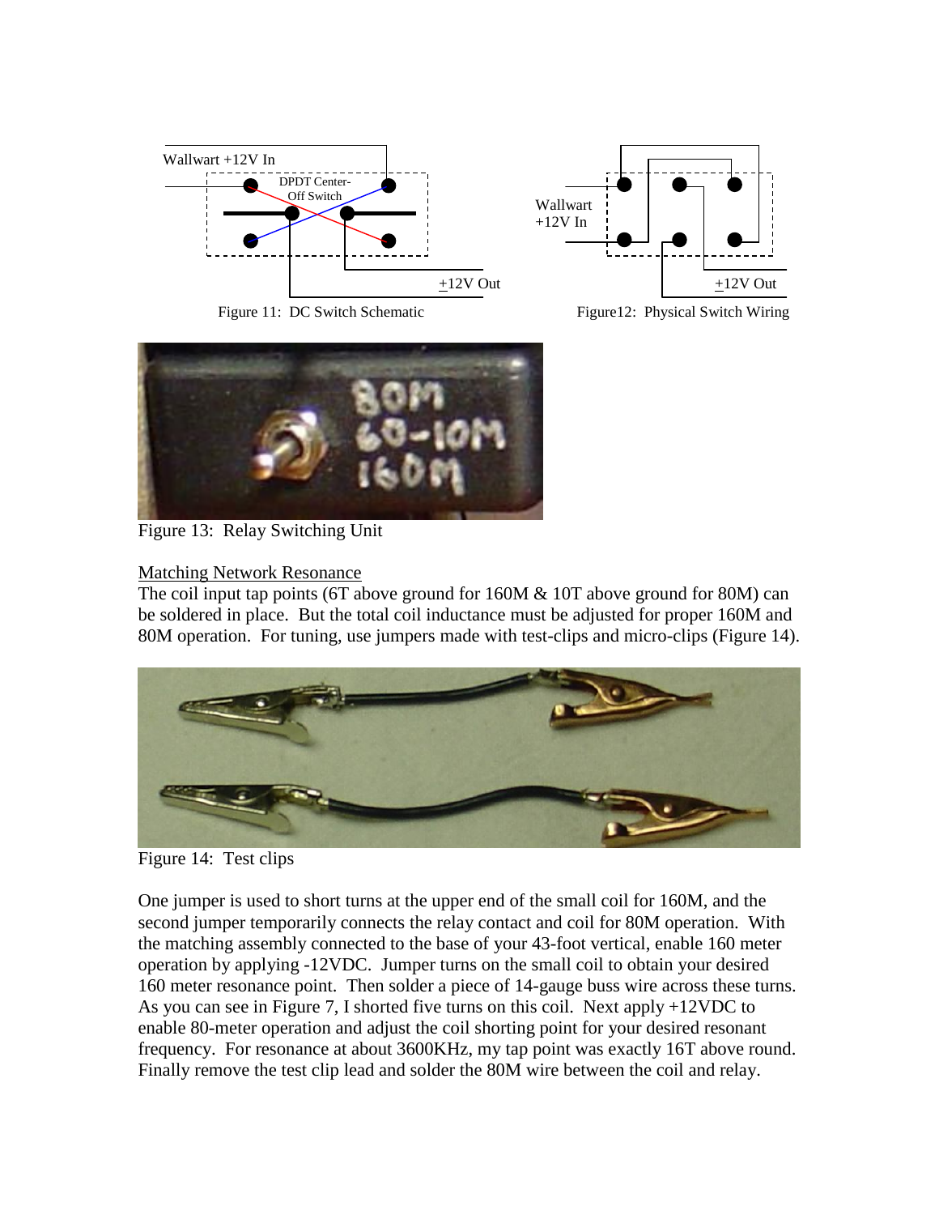Figure 11: DC Switch Schematic

Figure12: Physical Switch Wiring

Figure 13: Relay Switching Unit

Matching Network Resonance

The coil input tap points (6T above ground for 160M & 10T above ground for 80M) can be soldered in place. But the total coil inductance must be adjusted for proper 160M and 80M operation. For tuning, use jumpers made with test-clips and micro-clips (Figure 14).

Figure 14: Test clips

One jumper is used to short turns at the upper end of the small coil for 160M, and the second jumper temporarily connects the relay contact and coil for 80M operation. With the matching assembly connected to the base of your 43-foot vertical, enable 160 meter operation by applying -12VDC. Jumper turns on the small coil to obtain your desired 160 meter resonance point. Then solder a piece of 14-gauge buss wire across these turns. As you can see in Figure 7, I shorted five turns on this coil. Next apply +12VDC to enable 80-meter operation and adjust the coil shorting point for your desired resonant frequency. For resonance at about 3600KHz, my tap point was exactly 16T above round. Finally remove the test clip lead and solder the 80M wire between the coil and relay.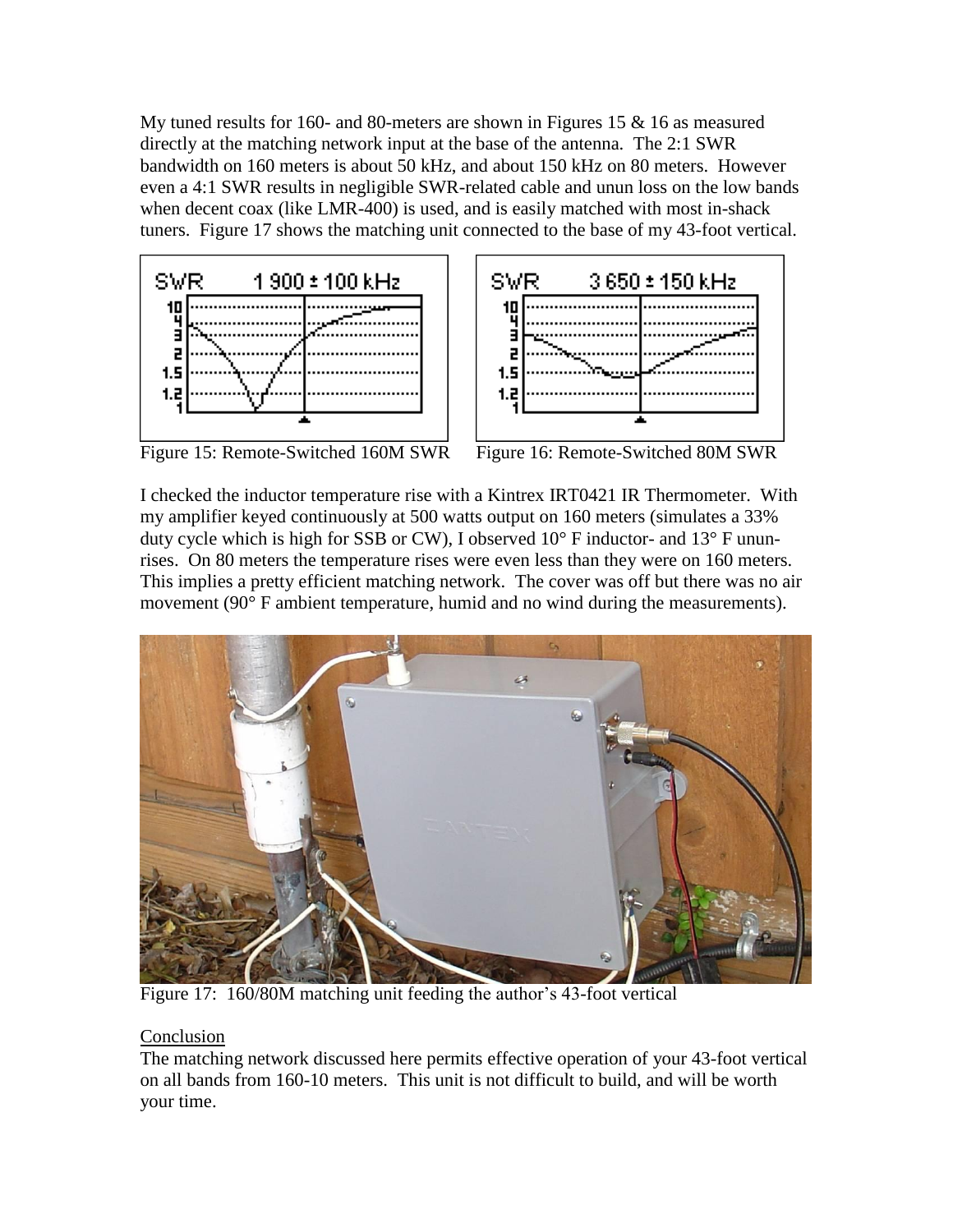My tuned results for 160- and 80-meters are shown in Figures 15 & 16 as measured directly at the matching network input at the base of the antenna. The 2:1 SWR bandwidth on 160 meters is about 50 kHz, and about 150 kHz on 80 meters. However even a 4:1 SWR results in negligible SWR-related cable and unun loss on the low bands when decent coax (like LMR-400) is used, and is easily matched with most in-shack tuners. Figure 17 shows the matching unit connected to the base of my 43-foot vertical.

SWR 1 900 ± 100 kHz

10
4
3
2
1.5
1.2
1

Figure 15: Remote-Switched 160M SWR

SWR 3 650 ± 150 kHz

10
4
3
2
1.5
1.2
1

Figure 16: Remote-Switched 80M SWR

I checked the inductor temperature rise with a Kintrex IRT0421 IR Thermometer. With my amplifier keyed continuously at 500 watts output on 160 meters (simulates a 33% duty cycle which is high for SSB or CW), I observed 10° F inductor- and 13° F unun-rises. On 80 meters the temperature rises were even less than they were on 160 meters. This implies a pretty efficient matching network. The cover was off but there was no air movement (90° F ambient temperature, humid and no wind during the measurements).

Figure 17: 160/80M matching unit feeding the author's 43-foot vertical

## Conclusion

The matching network discussed here permits effective operation of your 43-foot vertical on all bands from 160-10 meters. This unit is not difficult to build, and will be worth your time.